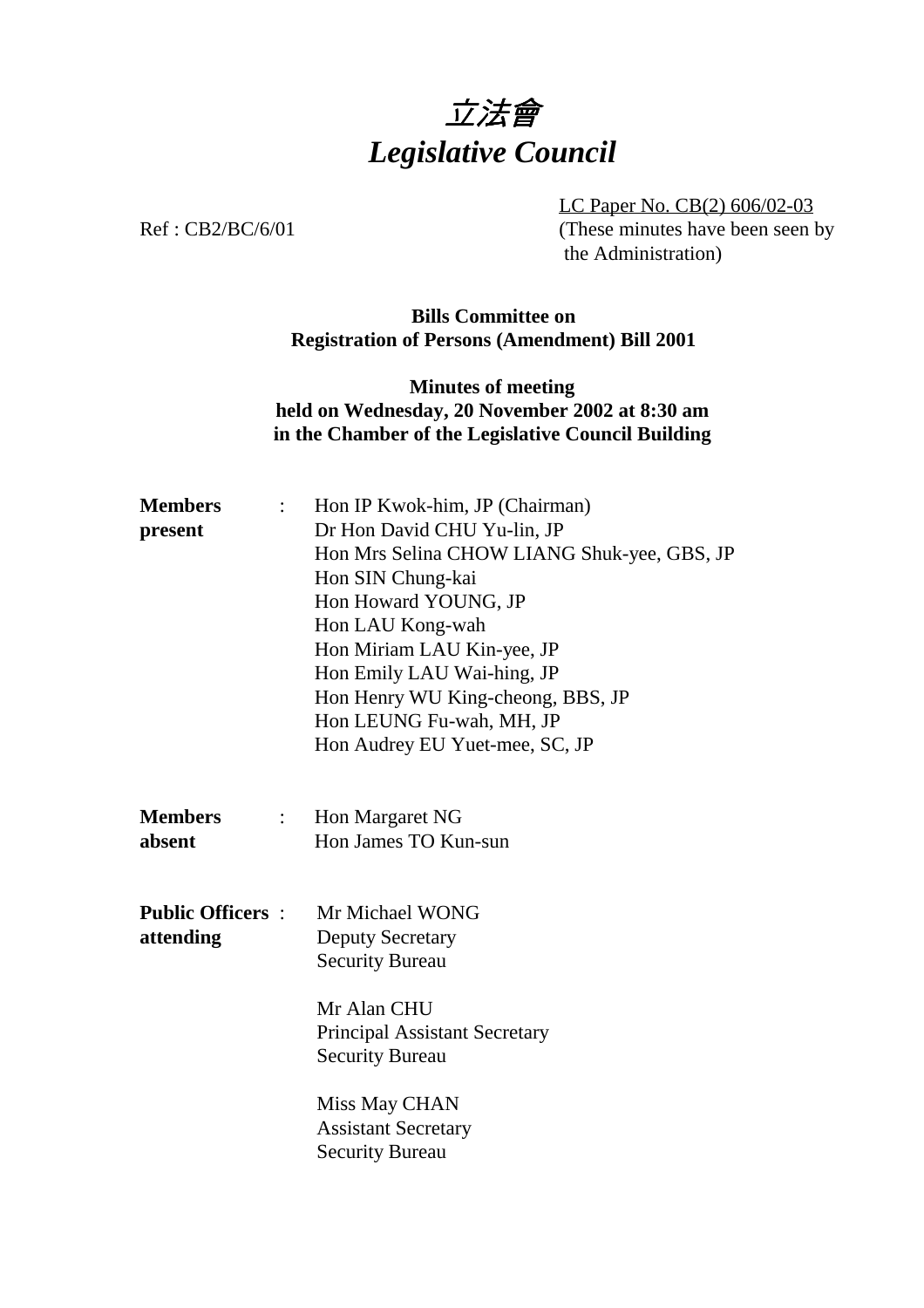# *立法會*
# *Legislative Council*

LC Paper No. CB(2) 606/02-03
(These minutes have been seen by the Administration)

Ref : CB2/BC/6/01

**Bills Committee on Registration of Persons (Amendment) Bill 2001**

**Minutes of meeting held on Wednesday, 20 November 2002 at 8:30 am in the Chamber of the Legislative Council Building**

| | | |
|---|---|---|
| **Members present** | : | Hon IP Kwok-him, JP (Chairman)<br>Dr Hon David CHU Yu-lin, JP<br>Hon Mrs Selina CHOW LIANG Shuk-yee, GBS, JP<br>Hon SIN Chung-kai<br>Hon Howard YOUNG, JP<br>Hon LAU Kong-wah<br>Hon Miriam LAU Kin-yee, JP<br>Hon Emily LAU Wai-hing, JP<br>Hon Henry WU King-cheong, BBS, JP<br>Hon LEUNG Fu-wah, MH, JP<br>Hon Audrey EU Yuet-mee, SC, JP |
| **Members absent** | : | Hon Margaret NG<br>Hon James TO Kun-sun |
| **Public Officers attending** | : | Mr Michael WONG<br>Deputy Secretary<br>Security Bureau<br><br>Mr Alan CHU<br>Principal Assistant Secretary<br>Security Bureau<br><br>Miss May CHAN<br>Assistant Secretary<br>Security Bureau |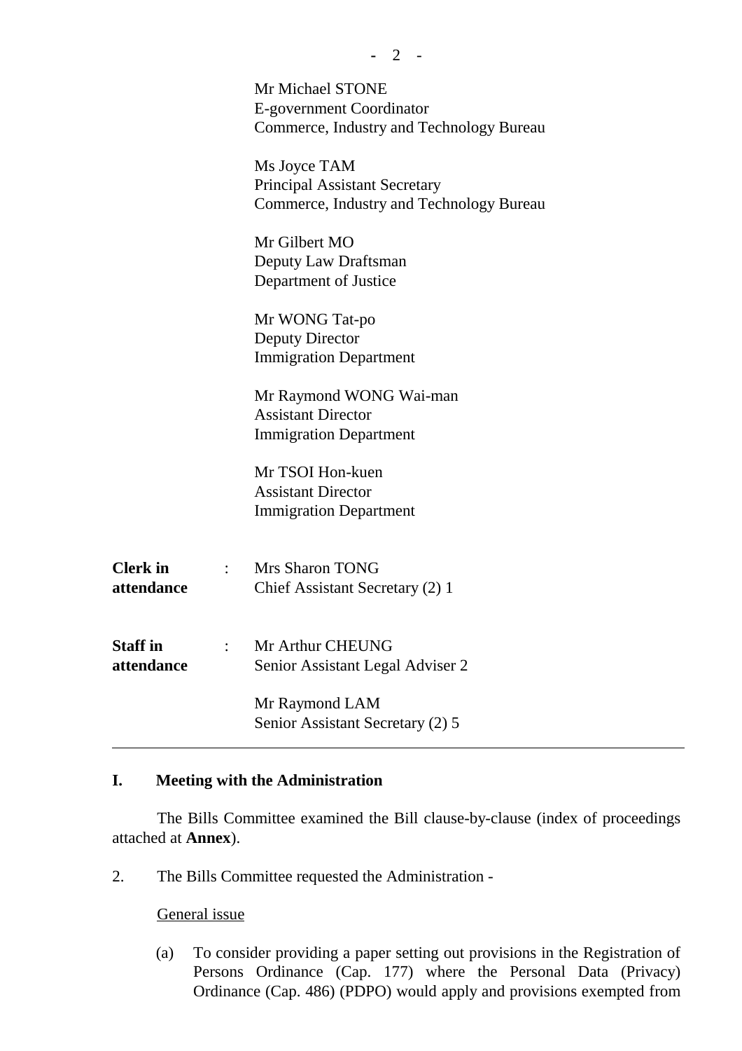Mr Michael STONE
E-government Coordinator
Commerce, Industry and Technology Bureau

Ms Joyce TAM
Principal Assistant Secretary
Commerce, Industry and Technology Bureau

Mr Gilbert MO
Deputy Law Draftsman
Department of Justice

Mr WONG Tat-po
Deputy Director
Immigration Department

Mr Raymond WONG Wai-man
Assistant Director
Immigration Department

Mr TSOI Hon-kuen
Assistant Director
Immigration Department

**Clerk in attendance** : Mrs Sharon TONG
Chief Assistant Secretary (2) 1

**Staff in attendance** : Mr Arthur CHEUNG
Senior Assistant Legal Adviser 2

Mr Raymond LAM
Senior Assistant Secretary (2) 5

---

## I. Meeting with the Administration

The Bills Committee examined the Bill clause-by-clause (index of proceedings attached at **Annex**).

2. The Bills Committee requested the Administration -

General issue

(a) To consider providing a paper setting out provisions in the Registration of Persons Ordinance (Cap. 177) where the Personal Data (Privacy) Ordinance (Cap. 486) (PDPO) would apply and provisions exempted from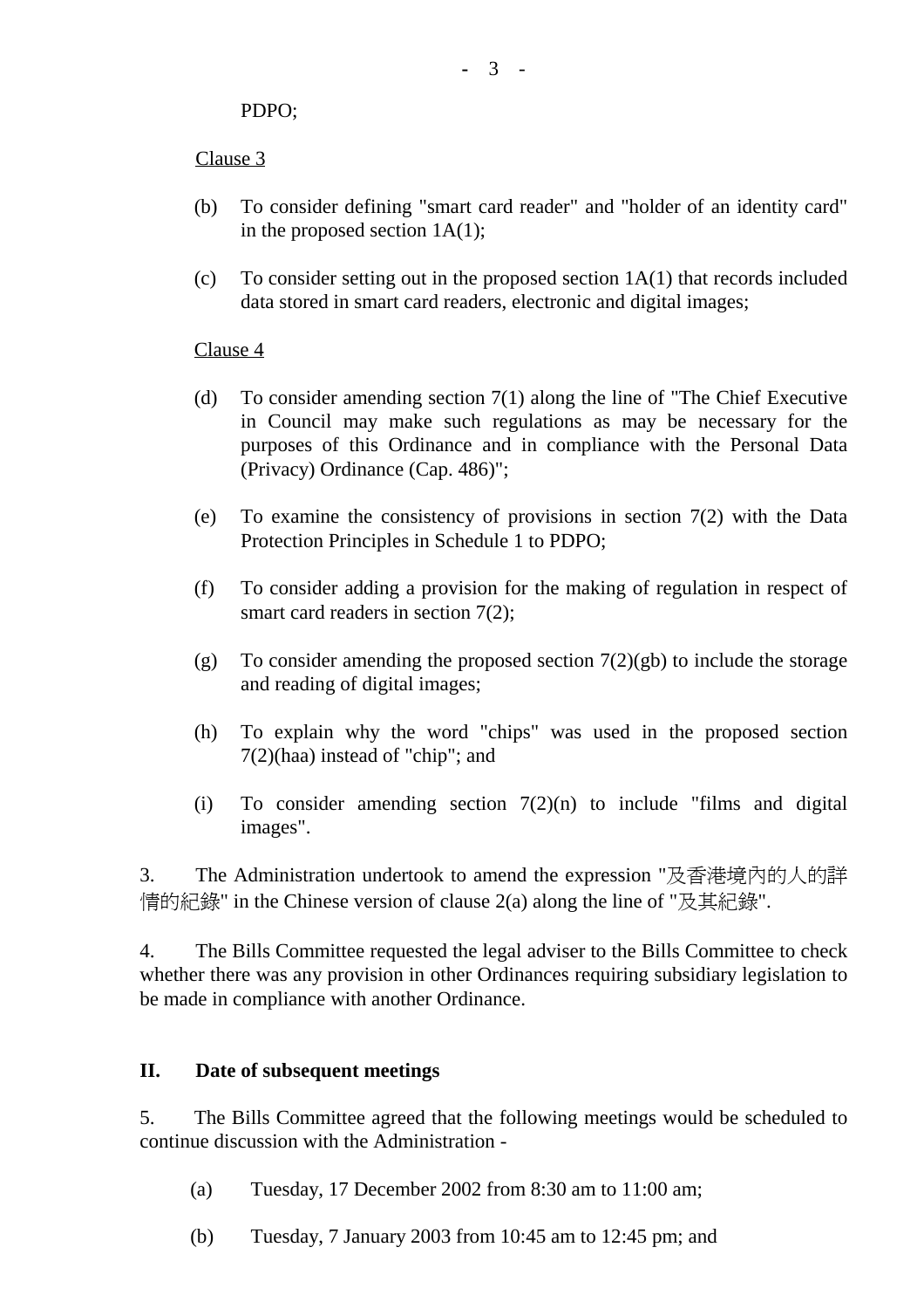PDPO;

Clause 3

(b) To consider defining "smart card reader" and "holder of an identity card" in the proposed section 1A(1);

(c) To consider setting out in the proposed section 1A(1) that records included data stored in smart card readers, electronic and digital images;

Clause 4

(d) To consider amending section 7(1) along the line of "The Chief Executive in Council may make such regulations as may be necessary for the purposes of this Ordinance and in compliance with the Personal Data (Privacy) Ordinance (Cap. 486)";

(e) To examine the consistency of provisions in section 7(2) with the Data Protection Principles in Schedule 1 to PDPO;

(f) To consider adding a provision for the making of regulation in respect of smart card readers in section 7(2);

(g) To consider amending the proposed section 7(2)(gb) to include the storage and reading of digital images;

(h) To explain why the word "chips" was used in the proposed section 7(2)(haa) instead of "chip"; and

(i) To consider amending section 7(2)(n) to include "films and digital images".

3. The Administration undertook to amend the expression "及香港境內的人的詳情的紀錄" in the Chinese version of clause 2(a) along the line of "及其紀錄".

4. The Bills Committee requested the legal adviser to the Bills Committee to check whether there was any provision in other Ordinances requiring subsidiary legislation to be made in compliance with another Ordinance.

## II. Date of subsequent meetings

5. The Bills Committee agreed that the following meetings would be scheduled to continue discussion with the Administration -

(a) Tuesday, 17 December 2002 from 8:30 am to 11:00 am;

(b) Tuesday, 7 January 2003 from 10:45 am to 12:45 pm; and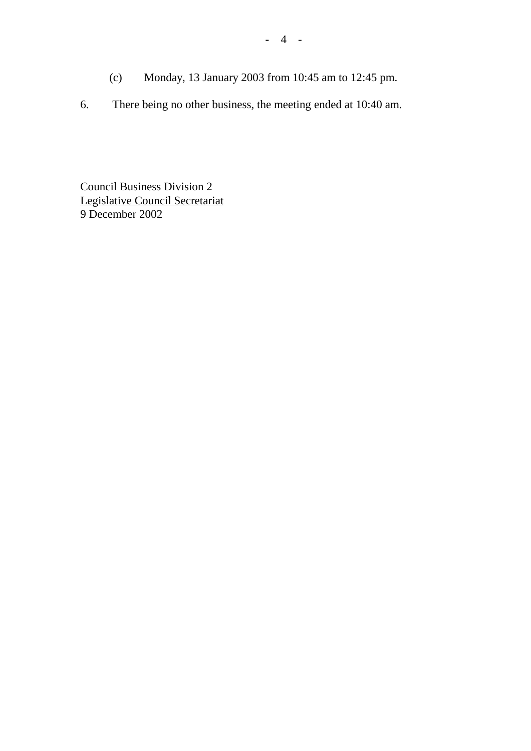(c) Monday, 13 January 2003 from 10:45 am to 12:45 pm.

6. There being no other business, the meeting ended at 10:40 am.

Council Business Division 2
Legislative Council Secretariat
9 December 2002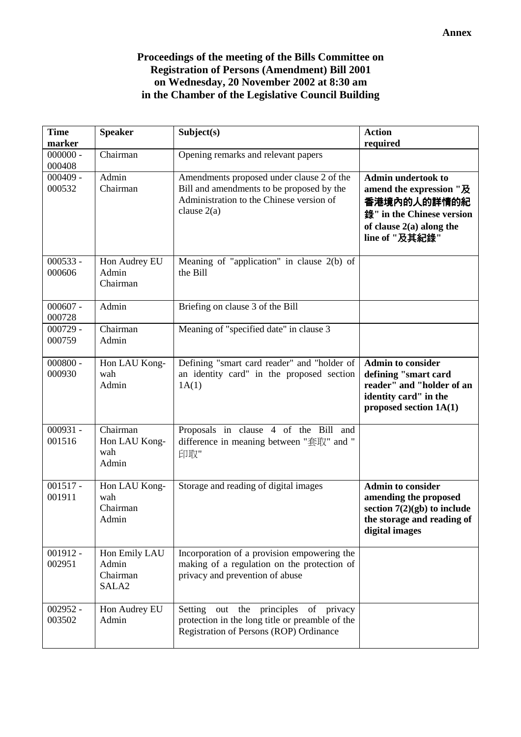**Annex**

**Proceedings of the meeting of the Bills Committee on Registration of Persons (Amendment) Bill 2001 on Wednesday, 20 November 2002 at 8:30 am in the Chamber of the Legislative Council Building**

| Time marker | Speaker | Subject(s) | Action required |
|---|---|---|---|
| 000000 - 000408 | Chairman | Opening remarks and relevant papers | |
| 000409 - 000532 | Admin<br>Chairman | Amendments proposed under clause 2 of the Bill and amendments to be proposed by the Administration to the Chinese version of clause 2(a) | **Admin undertook to amend the expression "及香港境內的人的詳情的紀錄" in the Chinese version of clause 2(a) along the line of "及其紀錄"** |
| 000533 - 000606 | Hon Audrey EU<br>Admin<br>Chairman | Meaning of "application" in clause 2(b) of the Bill | |
| 000607 - 000728 | Admin | Briefing on clause 3 of the Bill | |
| 000729 - 000759 | Chairman<br>Admin | Meaning of "specified date" in clause 3 | |
| 000800 - 000930 | Hon LAU Kong-wah<br>Admin | Defining "smart card reader" and "holder of an identity card" in the proposed section 1A(1) | **Admin to consider defining "smart card reader" and "holder of an identity card" in the proposed section 1A(1)** |
| 000931 - 001516 | Chairman<br>Hon LAU Kong-wah<br>Admin | Proposals in clause 4 of the Bill and difference in meaning between "套取" and "印取" | |
| 001517 - 001911 | Hon LAU Kong-wah<br>Chairman<br>Admin | Storage and reading of digital images | **Admin to consider amending the proposed section 7(2)(gb) to include the storage and reading of digital images** |
| 001912 - 002951 | Hon Emily LAU<br>Admin<br>Chairman<br>SALA2 | Incorporation of a provision empowering the making of a regulation on the protection of privacy and prevention of abuse | |
| 002952 - 003502 | Hon Audrey EU<br>Admin | Setting out the principles of privacy protection in the long title or preamble of the Registration of Persons (ROP) Ordinance | |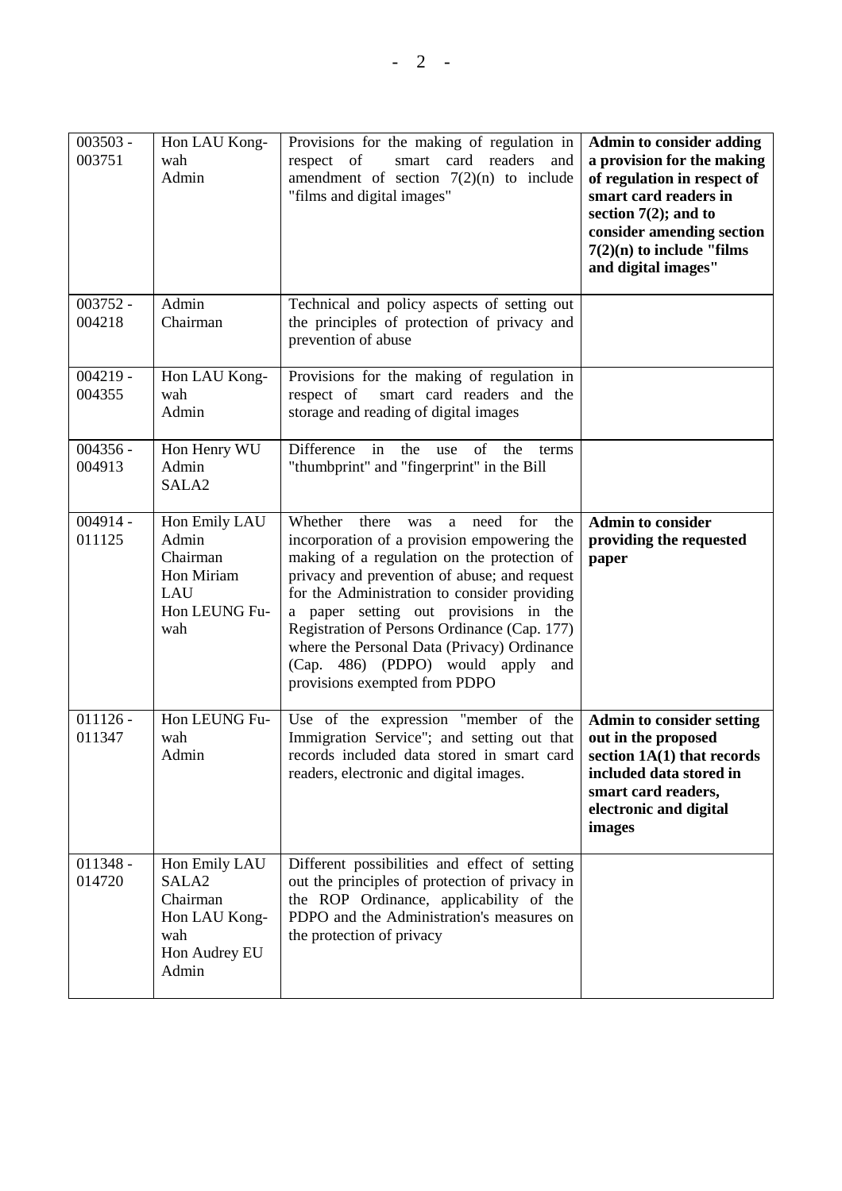| | | | |
|---|---|---|---|
| 003503 - 003751 | Hon LAU Kong-wah<br>Admin | Provisions for the making of regulation in respect of smart card readers and amendment of section 7(2)(n) to include "films and digital images" | **Admin to consider adding a provision for the making of regulation in respect of smart card readers in section 7(2); and to consider amending section 7(2)(n) to include "films and digital images"** |
| 003752 - 004218 | Admin<br>Chairman | Technical and policy aspects of setting out the principles of protection of privacy and prevention of abuse | |
| 004219 - 004355 | Hon LAU Kong-wah<br>Admin | Provisions for the making of regulation in respect of smart card readers and the storage and reading of digital images | |
| 004356 - 004913 | Hon Henry WU<br>Admin<br>SALA2 | Difference in the use of the terms "thumbprint" and "fingerprint" in the Bill | |
| 004914 - 011125 | Hon Emily LAU<br>Admin<br>Chairman<br>Hon Miriam LAU<br>Hon LEUNG Fu-wah | Whether there was a need for the incorporation of a provision empowering the making of a regulation on the protection of privacy and prevention of abuse; and request for the Administration to consider providing a paper setting out provisions in the Registration of Persons Ordinance (Cap. 177) where the Personal Data (Privacy) Ordinance (Cap. 486) (PDPO) would apply and provisions exempted from PDPO | **Admin to consider providing the requested paper** |
| 011126 - 011347 | Hon LEUNG Fu-wah<br>Admin | Use of the expression "member of the Immigration Service"; and setting out that records included data stored in smart card readers, electronic and digital images. | **Admin to consider setting out in the proposed section 1A(1) that records included data stored in smart card readers, electronic and digital images** |
| 011348 - 014720 | Hon Emily LAU<br>SALA2<br>Chairman<br>Hon LAU Kong-wah<br>Hon Audrey EU<br>Admin | Different possibilities and effect of setting out the principles of protection of privacy in the ROP Ordinance, applicability of the PDPO and the Administration's measures on the protection of privacy | |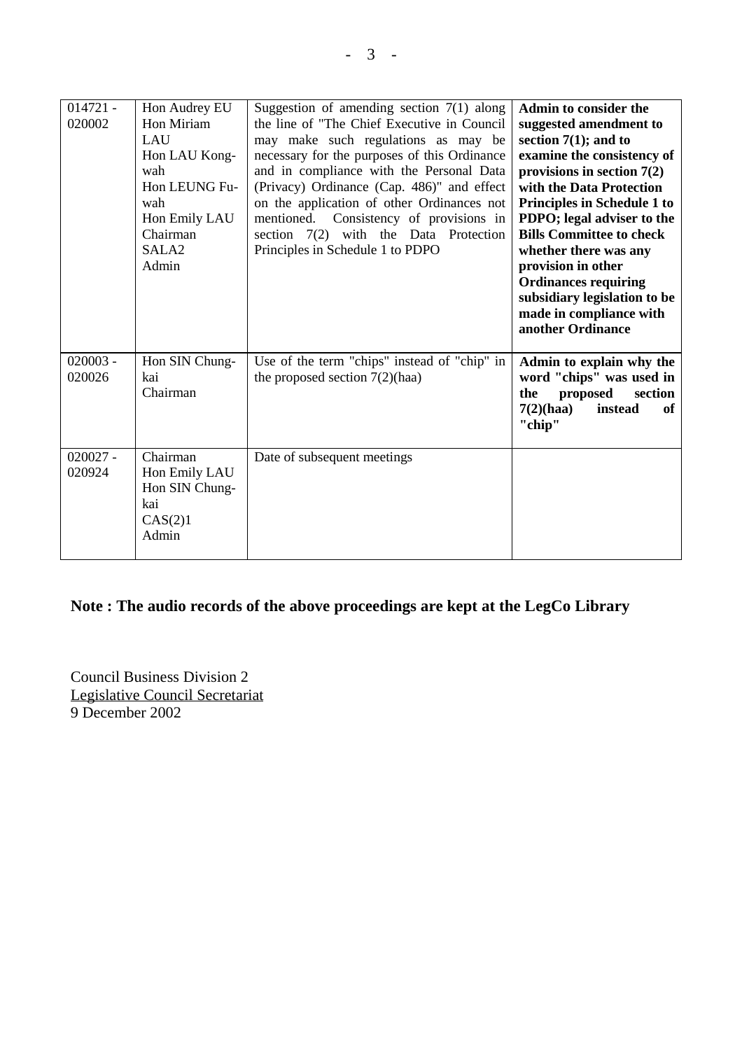| | | | |
|---|---|---|---|
| 014721 - 020002 | Hon Audrey EU<br>Hon Miriam LAU<br>Hon LAU Kong-wah<br>Hon LEUNG Fu-wah<br>Hon Emily LAU<br>Chairman<br>SALA2<br>Admin | Suggestion of amending section 7(1) along the line of "The Chief Executive in Council may make such regulations as may be necessary for the purposes of this Ordinance and in compliance with the Personal Data (Privacy) Ordinance (Cap. 486)" and effect on the application of other Ordinances not mentioned. Consistency of provisions in section 7(2) with the Data Protection Principles in Schedule 1 to PDPO | **Admin to consider the suggested amendment to section 7(1); and to examine the consistency of provisions in section 7(2) with the Data Protection Principles in Schedule 1 to PDPO; legal adviser to the Bills Committee to check whether there was any provision in other Ordinances requiring subsidiary legislation to be made in compliance with another Ordinance** |
| 020003 - 020026 | Hon SIN Chung-kai<br>Chairman | Use of the term "chips" instead of "chip" in the proposed section 7(2)(haa) | **Admin to explain why the word "chips" was used in the proposed section 7(2)(haa) instead of "chip"** |
| 020027 - 020924 | Chairman<br>Hon Emily LAU<br>Hon SIN Chung-kai<br>CAS(2)1<br>Admin | Date of subsequent meetings | |

**Note : The audio records of the above proceedings are kept at the LegCo Library**

Council Business Division 2
Legislative Council Secretariat
9 December 2002